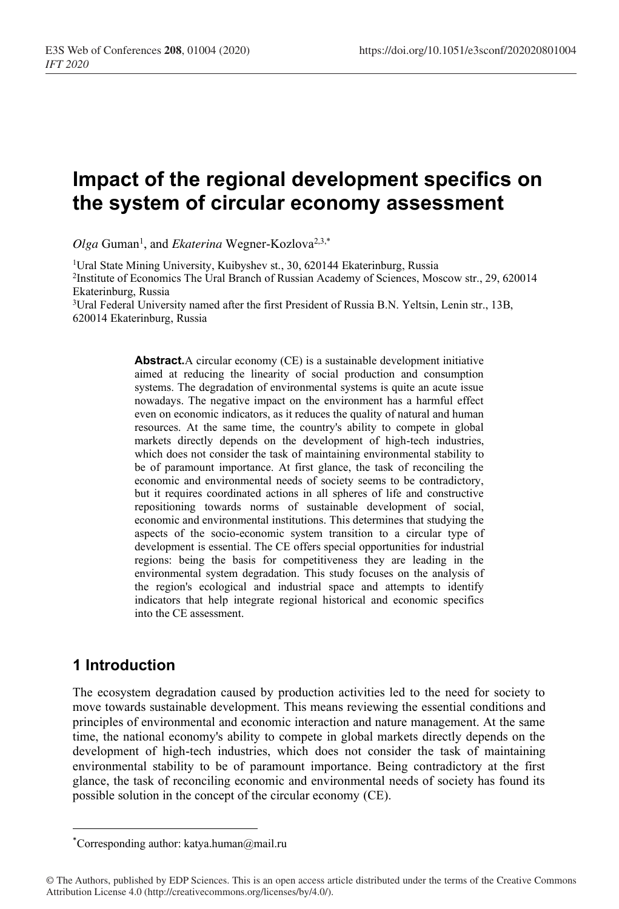# Impact of the regional development specifics on the system of circular economy assessment

*Olga* Guman[1], and *Ekaterina* Wegner-Kozlova[2,3,*]

[1]Ural State Mining University, Kuibyshev st., 30, 620144 Ekaterinburg, Russia
[2]Institute of Economics The Ural Branch of Russian Academy of Sciences, Moscow str., 29, 620014 Ekaterinburg, Russia
[3]Ural Federal University named after the first President of Russia B.N. Yeltsin, Lenin str., 13B, 620014 Ekaterinburg, Russia

**Abstract.** A circular economy (CE) is a sustainable development initiative aimed at reducing the linearity of social production and consumption systems. The degradation of environmental systems is quite an acute issue nowadays. The negative impact on the environment has a harmful effect even on economic indicators, as it reduces the quality of natural and human resources. At the same time, the country's ability to compete in global markets directly depends on the development of high-tech industries, which does not consider the task of maintaining environmental stability to be of paramount importance. At first glance, the task of reconciling the economic and environmental needs of society seems to be contradictory, but it requires coordinated actions in all spheres of life and constructive repositioning towards norms of sustainable development of social, economic and environmental institutions. This determines that studying the aspects of the socio-economic system transition to a circular type of development is essential. The CE offers special opportunities for industrial regions: being the basis for competitiveness they are leading in the environmental system degradation. This study focuses on the analysis of the region's ecological and industrial space and attempts to identify indicators that help integrate regional historical and economic specifics into the CE assessment.

## 1 Introduction

The ecosystem degradation caused by production activities led to the need for society to move towards sustainable development. This means reviewing the essential conditions and principles of environmental and economic interaction and nature management. At the same time, the national economy's ability to compete in global markets directly depends on the development of high-tech industries, which does not consider the task of maintaining environmental stability to be of paramount importance. Being contradictory at the first glance, the task of reconciling economic and environmental needs of society has found its possible solution in the concept of the circular economy (CE).

[*]Corresponding author: katya.human@mail.ru

© The Authors, published by EDP Sciences. This is an open access article distributed under the terms of the Creative Commons Attribution License 4.0 (http://creativecommons.org/licenses/by/4.0/).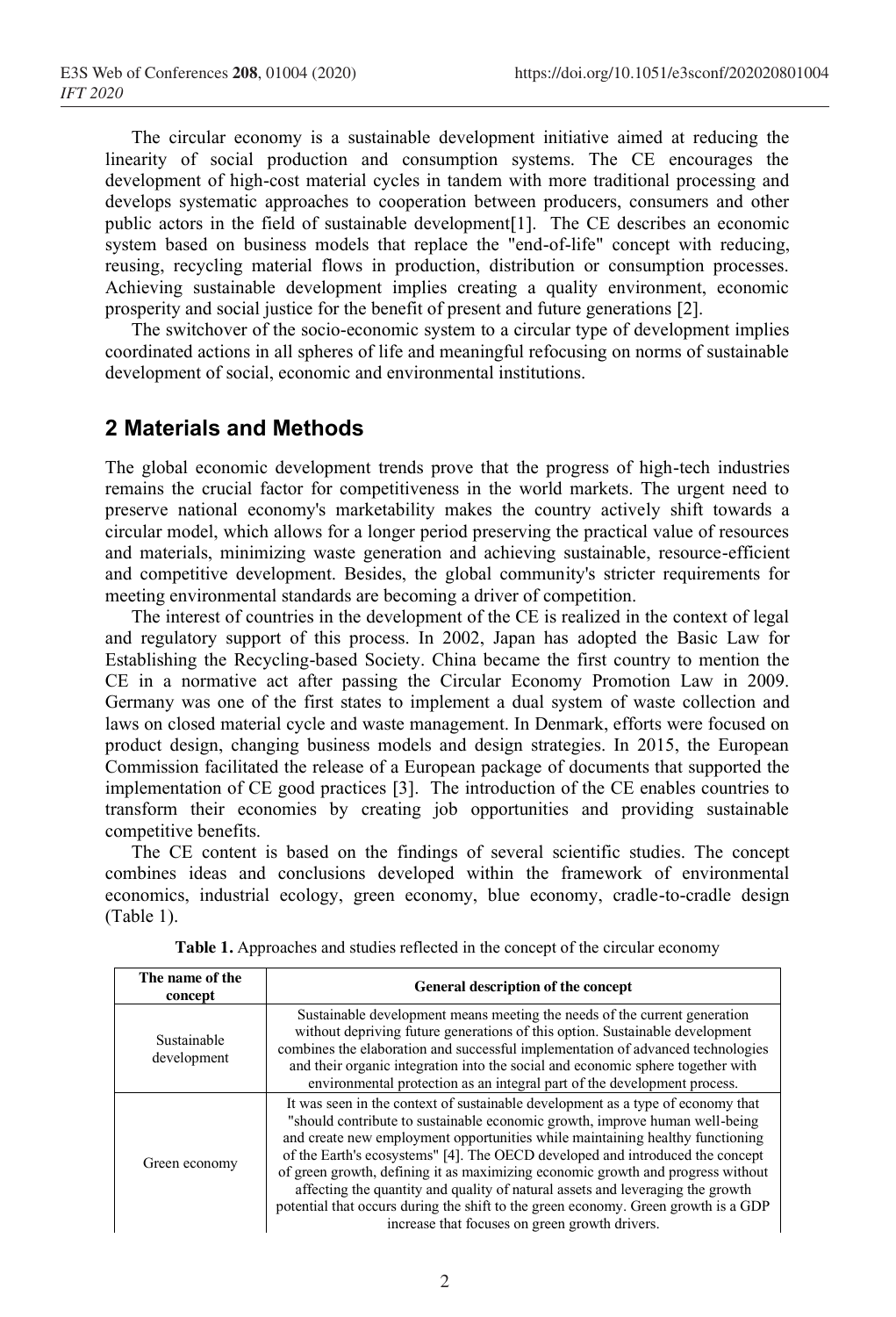The circular economy is a sustainable development initiative aimed at reducing the linearity of social production and consumption systems. The CE encourages the development of high-cost material cycles in tandem with more traditional processing and develops systematic approaches to cooperation between producers, consumers and other public actors in the field of sustainable development[1]. The CE describes an economic system based on business models that replace the "end-of-life" concept with reducing, reusing, recycling material flows in production, distribution or consumption processes. Achieving sustainable development implies creating a quality environment, economic prosperity and social justice for the benefit of present and future generations [2].

The switchover of the socio-economic system to a circular type of development implies coordinated actions in all spheres of life and meaningful refocusing on norms of sustainable development of social, economic and environmental institutions.

## 2 Materials and Methods

The global economic development trends prove that the progress of high-tech industries remains the crucial factor for competitiveness in the world markets. The urgent need to preserve national economy's marketability makes the country actively shift towards a circular model, which allows for a longer period preserving the practical value of resources and materials, minimizing waste generation and achieving sustainable, resource-efficient and competitive development. Besides, the global community's stricter requirements for meeting environmental standards are becoming a driver of competition.

The interest of countries in the development of the CE is realized in the context of legal and regulatory support of this process. In 2002, Japan has adopted the Basic Law for Establishing the Recycling-based Society. China became the first country to mention the CE in a normative act after passing the Circular Economy Promotion Law in 2009. Germany was one of the first states to implement a dual system of waste collection and laws on closed material cycle and waste management. In Denmark, efforts were focused on product design, changing business models and design strategies. In 2015, the European Commission facilitated the release of a European package of documents that supported the implementation of CE good practices [3]. The introduction of the CE enables countries to transform their economies by creating job opportunities and providing sustainable competitive benefits.

The CE content is based on the findings of several scientific studies. The concept combines ideas and conclusions developed within the framework of environmental economics, industrial ecology, green economy, blue economy, cradle-to-cradle design (Table 1).

**Table 1.** Approaches and studies reflected in the concept of the circular economy

| The name of the concept | General description of the concept |
|---|---|
| Sustainable development | Sustainable development means meeting the needs of the current generation without depriving future generations of this option. Sustainable development combines the elaboration and successful implementation of advanced technologies and their organic integration into the social and economic sphere together with environmental protection as an integral part of the development process. |
| Green economy | It was seen in the context of sustainable development as a type of economy that "should contribute to sustainable economic growth, improve human well-being and create new employment opportunities while maintaining healthy functioning of the Earth's ecosystems" [4]. The OECD developed and introduced the concept of green growth, defining it as maximizing economic growth and progress without affecting the quantity and quality of natural assets and leveraging the growth potential that occurs during the shift to the green economy. Green growth is a GDP increase that focuses on green growth drivers. |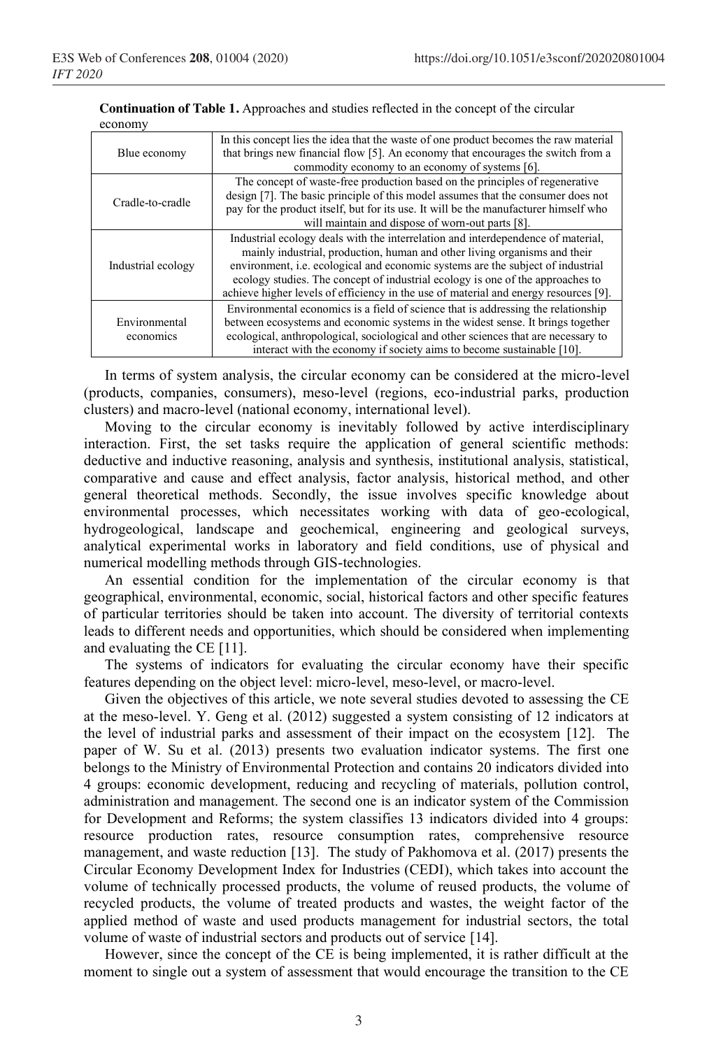**Continuation of Table 1.** Approaches and studies reflected in the concept of the circular economy

| | |
|---|---|
| Blue economy | In this concept lies the idea that the waste of one product becomes the raw material that brings new financial flow [5]. An economy that encourages the switch from a commodity economy to an economy of systems [6]. |
| Cradle-to-cradle | The concept of waste-free production based on the principles of regenerative design [7]. The basic principle of this model assumes that the consumer does not pay for the product itself, but for its use. It will be the manufacturer himself who will maintain and dispose of worn-out parts [8]. |
| Industrial ecology | Industrial ecology deals with the interrelation and interdependence of material, mainly industrial, production, human and other living organisms and their environment, i.e. ecological and economic systems are the subject of industrial ecology studies. The concept of industrial ecology is one of the approaches to achieve higher levels of efficiency in the use of material and energy resources [9]. |
| Environmental economics | Environmental economics is a field of science that is addressing the relationship between ecosystems and economic systems in the widest sense. It brings together ecological, anthropological, sociological and other sciences that are necessary to interact with the economy if society aims to become sustainable [10]. |

In terms of system analysis, the circular economy can be considered at the micro-level (products, companies, consumers), meso-level (regions, eco-industrial parks, production clusters) and macro-level (national economy, international level).

Moving to the circular economy is inevitably followed by active interdisciplinary interaction. First, the set tasks require the application of general scientific methods: deductive and inductive reasoning, analysis and synthesis, institutional analysis, statistical, comparative and cause and effect analysis, factor analysis, historical method, and other general theoretical methods. Secondly, the issue involves specific knowledge about environmental processes, which necessitates working with data of geo-ecological, hydrogeological, landscape and geochemical, engineering and geological surveys, analytical experimental works in laboratory and field conditions, use of physical and numerical modelling methods through GIS-technologies.

An essential condition for the implementation of the circular economy is that geographical, environmental, economic, social, historical factors and other specific features of particular territories should be taken into account. The diversity of territorial contexts leads to different needs and opportunities, which should be considered when implementing and evaluating the CE [11].

The systems of indicators for evaluating the circular economy have their specific features depending on the object level: micro-level, meso-level, or macro-level.

Given the objectives of this article, we note several studies devoted to assessing the CE at the meso-level. Y. Geng et al. (2012) suggested a system consisting of 12 indicators at the level of industrial parks and assessment of their impact on the ecosystem [12]. The paper of W. Su et al. (2013) presents two evaluation indicator systems. The first one belongs to the Ministry of Environmental Protection and contains 20 indicators divided into 4 groups: economic development, reducing and recycling of materials, pollution control, administration and management. The second one is an indicator system of the Commission for Development and Reforms; the system classifies 13 indicators divided into 4 groups: resource production rates, resource consumption rates, comprehensive resource management, and waste reduction [13]. The study of Pakhomova et al. (2017) presents the Circular Economy Development Index for Industries (CEDI), which takes into account the volume of technically processed products, the volume of reused products, the volume of recycled products, the volume of treated products and wastes, the weight factor of the applied method of waste and used products management for industrial sectors, the total volume of waste of industrial sectors and products out of service [14].

However, since the concept of the CE is being implemented, it is rather difficult at the moment to single out a system of assessment that would encourage the transition to the CE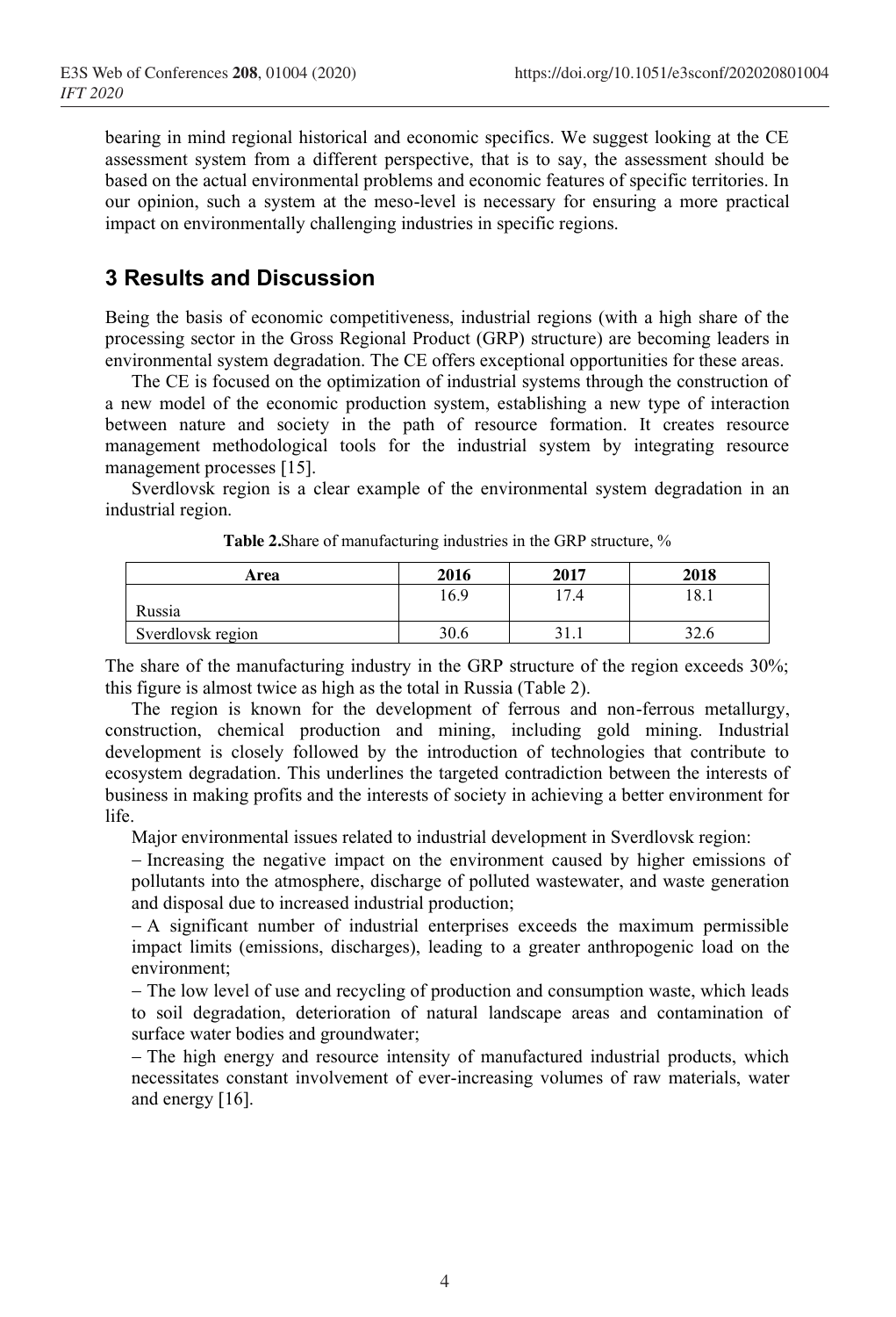bearing in mind regional historical and economic specifics. We suggest looking at the CE assessment system from a different perspective, that is to say, the assessment should be based on the actual environmental problems and economic features of specific territories. In our opinion, such a system at the meso-level is necessary for ensuring a more practical impact on environmentally challenging industries in specific regions.

## 3 Results and Discussion

Being the basis of economic competitiveness, industrial regions (with a high share of the processing sector in the Gross Regional Product (GRP) structure) are becoming leaders in environmental system degradation. The CE offers exceptional opportunities for these areas.

The CE is focused on the optimization of industrial systems through the construction of a new model of the economic production system, establishing a new type of interaction between nature and society in the path of resource formation. It creates resource management methodological tools for the industrial system by integrating resource management processes [15].

Sverdlovsk region is a clear example of the environmental system degradation in an industrial region.

**Table 2.** Share of manufacturing industries in the GRP structure, %

| Area | 2016 | 2017 | 2018 |
|---|---|---|---|
| Russia | 16.9 | 17.4 | 18.1 |
| Sverdlovsk region | 30.6 | 31.1 | 32.6 |

The share of the manufacturing industry in the GRP structure of the region exceeds 30%; this figure is almost twice as high as the total in Russia (Table 2).

The region is known for the development of ferrous and non-ferrous metallurgy, construction, chemical production and mining, including gold mining. Industrial development is closely followed by the introduction of technologies that contribute to ecosystem degradation. This underlines the targeted contradiction between the interests of business in making profits and the interests of society in achieving a better environment for life.

Major environmental issues related to industrial development in Sverdlovsk region:

– Increasing the negative impact on the environment caused by higher emissions of pollutants into the atmosphere, discharge of polluted wastewater, and waste generation and disposal due to increased industrial production;

– A significant number of industrial enterprises exceeds the maximum permissible impact limits (emissions, discharges), leading to a greater anthropogenic load on the environment;

– The low level of use and recycling of production and consumption waste, which leads to soil degradation, deterioration of natural landscape areas and contamination of surface water bodies and groundwater;

– The high energy and resource intensity of manufactured industrial products, which necessitates constant involvement of ever-increasing volumes of raw materials, water and energy [16].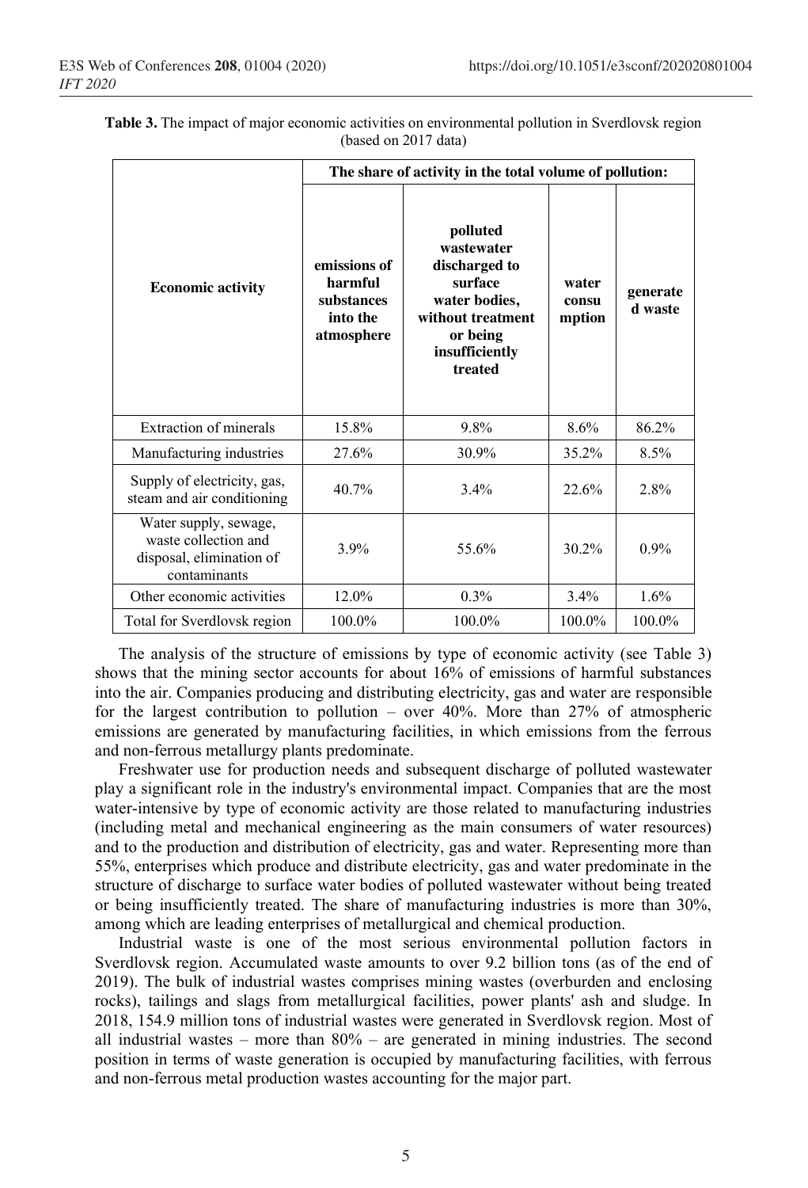**Table 3.** The impact of major economic activities on environmental pollution in Sverdlovsk region (based on 2017 data)

| Economic activity | The share of activity in the total volume of pollution: | | | |
|---|---|---|---|---|
| | emissions of harmful substances into the atmosphere | polluted wastewater discharged to surface water bodies, without treatment or being insufficiently treated | water consumption | generated waste |
| Extraction of minerals | 15.8% | 9.8% | 8.6% | 86.2% |
| Manufacturing industries | 27.6% | 30.9% | 35.2% | 8.5% |
| Supply of electricity, gas, steam and air conditioning | 40.7% | 3.4% | 22.6% | 2.8% |
| Water supply, sewage, waste collection and disposal, elimination of contaminants | 3.9% | 55.6% | 30.2% | 0.9% |
| Other economic activities | 12.0% | 0.3% | 3.4% | 1.6% |
| Total for Sverdlovsk region | 100.0% | 100.0% | 100.0% | 100.0% |

The analysis of the structure of emissions by type of economic activity (see Table 3) shows that the mining sector accounts for about 16% of emissions of harmful substances into the air. Companies producing and distributing electricity, gas and water are responsible for the largest contribution to pollution – over 40%. More than 27% of atmospheric emissions are generated by manufacturing facilities, in which emissions from the ferrous and non-ferrous metallurgy plants predominate.

Freshwater use for production needs and subsequent discharge of polluted wastewater play a significant role in the industry's environmental impact. Companies that are the most water-intensive by type of economic activity are those related to manufacturing industries (including metal and mechanical engineering as the main consumers of water resources) and to the production and distribution of electricity, gas and water. Representing more than 55%, enterprises which produce and distribute electricity, gas and water predominate in the structure of discharge to surface water bodies of polluted wastewater without being treated or being insufficiently treated. The share of manufacturing industries is more than 30%, among which are leading enterprises of metallurgical and chemical production.

Industrial waste is one of the most serious environmental pollution factors in Sverdlovsk region. Accumulated waste amounts to over 9.2 billion tons (as of the end of 2019). The bulk of industrial wastes comprises mining wastes (overburden and enclosing rocks), tailings and slags from metallurgical facilities, power plants' ash and sludge. In 2018, 154.9 million tons of industrial wastes were generated in Sverdlovsk region. Most of all industrial wastes – more than 80% – are generated in mining industries. The second position in terms of waste generation is occupied by manufacturing facilities, with ferrous and non-ferrous metal production wastes accounting for the major part.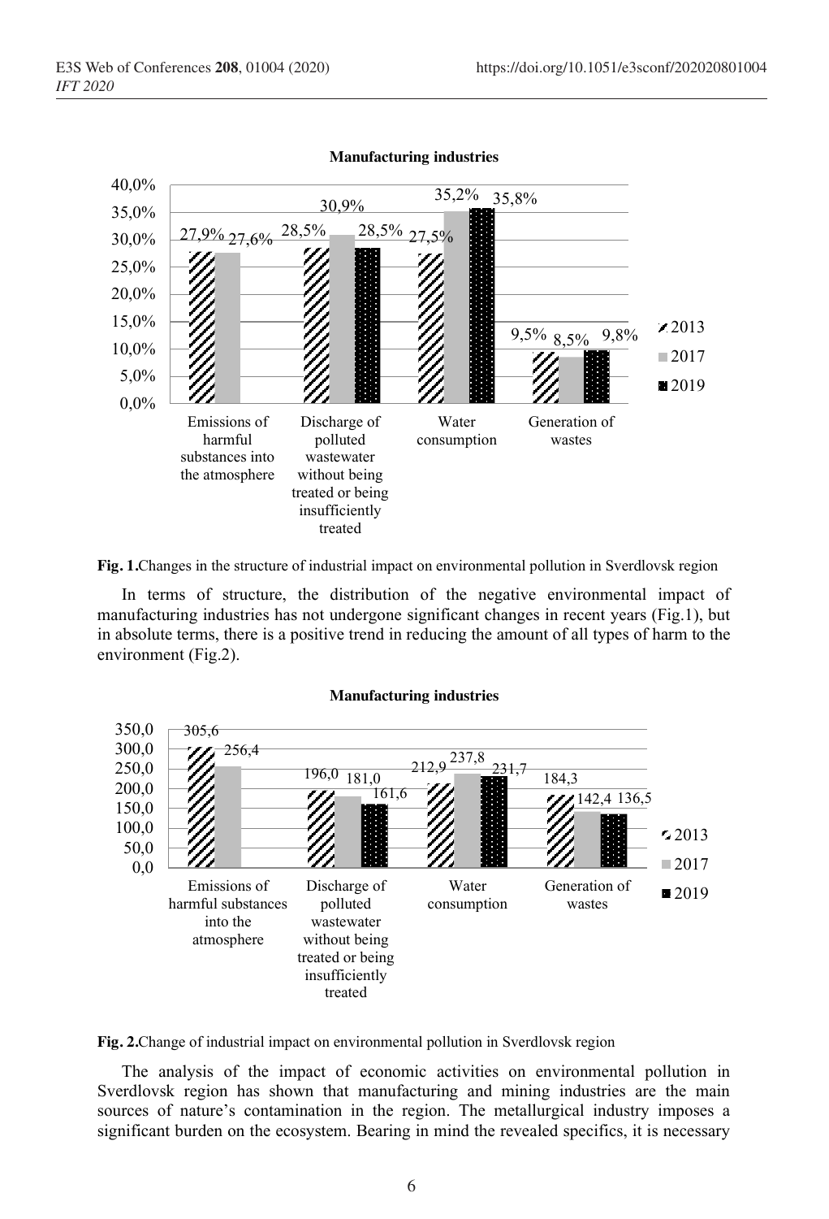**Manufacturing industries**

| | 2013 | 2017 | 2019 |
|---|---|---|---|
| Emissions of harmful substances into the atmosphere | 27,9% | 27,6% | |
| Discharge of polluted wastewater without being treated or being insufficiently treated | 28,5% | 30,9% | 28,5% |
| Water consumption | 27,5% | 35,2% | 35,8% |
| Generation of wastes | 9,5% | 8,5% | 9,8% |

**Fig. 1.**Changes in the structure of industrial impact on environmental pollution in Sverdlovsk region

In terms of structure, the distribution of the negative environmental impact of manufacturing industries has not undergone significant changes in recent years (Fig.1), but in absolute terms, there is a positive trend in reducing the amount of all types of harm to the environment (Fig.2).

**Manufacturing industries**

| | 2013 | 2017 | 2019 |
|---|---|---|---|
| Emissions of harmful substances into the atmosphere | 305,6 | 256,4 | |
| Discharge of polluted wastewater without being treated or being insufficiently treated | 196,0 | 181,0 | 161,6 |
| Water consumption | 212,9 | 237,8 | 231,7 |
| Generation of wastes | 184,3 | 142,4 | 136,5 |

**Fig. 2.**Change of industrial impact on environmental pollution in Sverdlovsk region

The analysis of the impact of economic activities on environmental pollution in Sverdlovsk region has shown that manufacturing and mining industries are the main sources of nature's contamination in the region. The metallurgical industry imposes a significant burden on the ecosystem. Bearing in mind the revealed specifics, it is necessary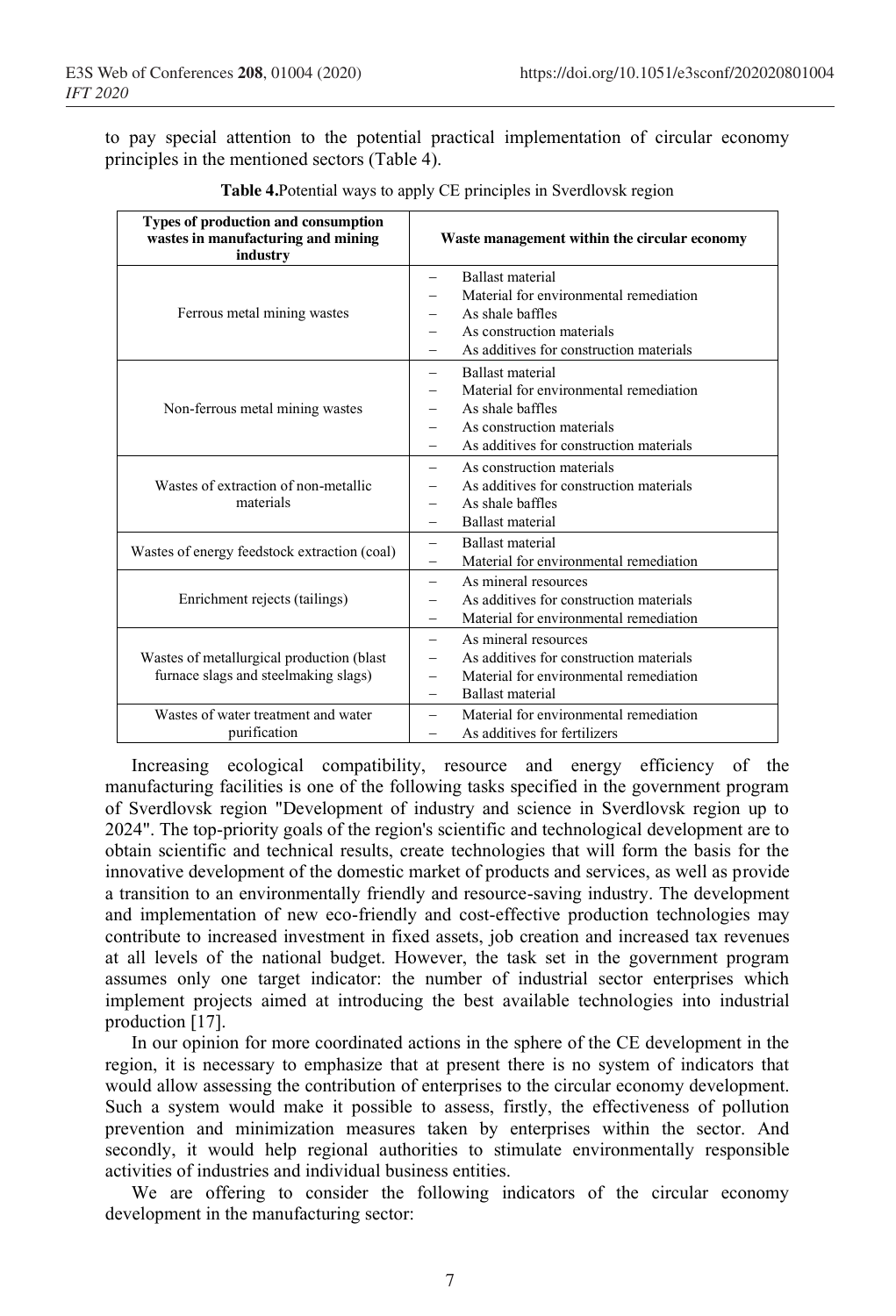to pay special attention to the potential practical implementation of circular economy principles in the mentioned sectors (Table 4).

**Table 4.** Potential ways to apply CE principles in Sverdlovsk region

| Types of production and consumption wastes in manufacturing and mining industry | Waste management within the circular economy |
|---|---|
| Ferrous metal mining wastes | – Ballast material<br>– Material for environmental remediation<br>– As shale baffles<br>– As construction materials<br>– As additives for construction materials |
| Non-ferrous metal mining wastes | – Ballast material<br>– Material for environmental remediation<br>– As shale baffles<br>– As construction materials<br>– As additives for construction materials |
| Wastes of extraction of non-metallic materials | – As construction materials<br>– As additives for construction materials<br>– As shale baffles<br>– Ballast material |
| Wastes of energy feedstock extraction (coal) | – Ballast material<br>– Material for environmental remediation |
| Enrichment rejects (tailings) | – As mineral resources<br>– As additives for construction materials<br>– Material for environmental remediation |
| Wastes of metallurgical production (blast furnace slags and steelmaking slags) | – As mineral resources<br>– As additives for construction materials<br>– Material for environmental remediation<br>– Ballast material |
| Wastes of water treatment and water purification | – Material for environmental remediation<br>– As additives for fertilizers |

Increasing ecological compatibility, resource and energy efficiency of the manufacturing facilities is one of the following tasks specified in the government program of Sverdlovsk region "Development of industry and science in Sverdlovsk region up to 2024". The top-priority goals of the region's scientific and technological development are to obtain scientific and technical results, create technologies that will form the basis for the innovative development of the domestic market of products and services, as well as provide a transition to an environmentally friendly and resource-saving industry. The development and implementation of new eco-friendly and cost-effective production technologies may contribute to increased investment in fixed assets, job creation and increased tax revenues at all levels of the national budget. However, the task set in the government program assumes only one target indicator: the number of industrial sector enterprises which implement projects aimed at introducing the best available technologies into industrial production [17].

In our opinion for more coordinated actions in the sphere of the CE development in the region, it is necessary to emphasize that at present there is no system of indicators that would allow assessing the contribution of enterprises to the circular economy development. Such a system would make it possible to assess, firstly, the effectiveness of pollution prevention and minimization measures taken by enterprises within the sector. And secondly, it would help regional authorities to stimulate environmentally responsible activities of industries and individual business entities.

We are offering to consider the following indicators of the circular economy development in the manufacturing sector: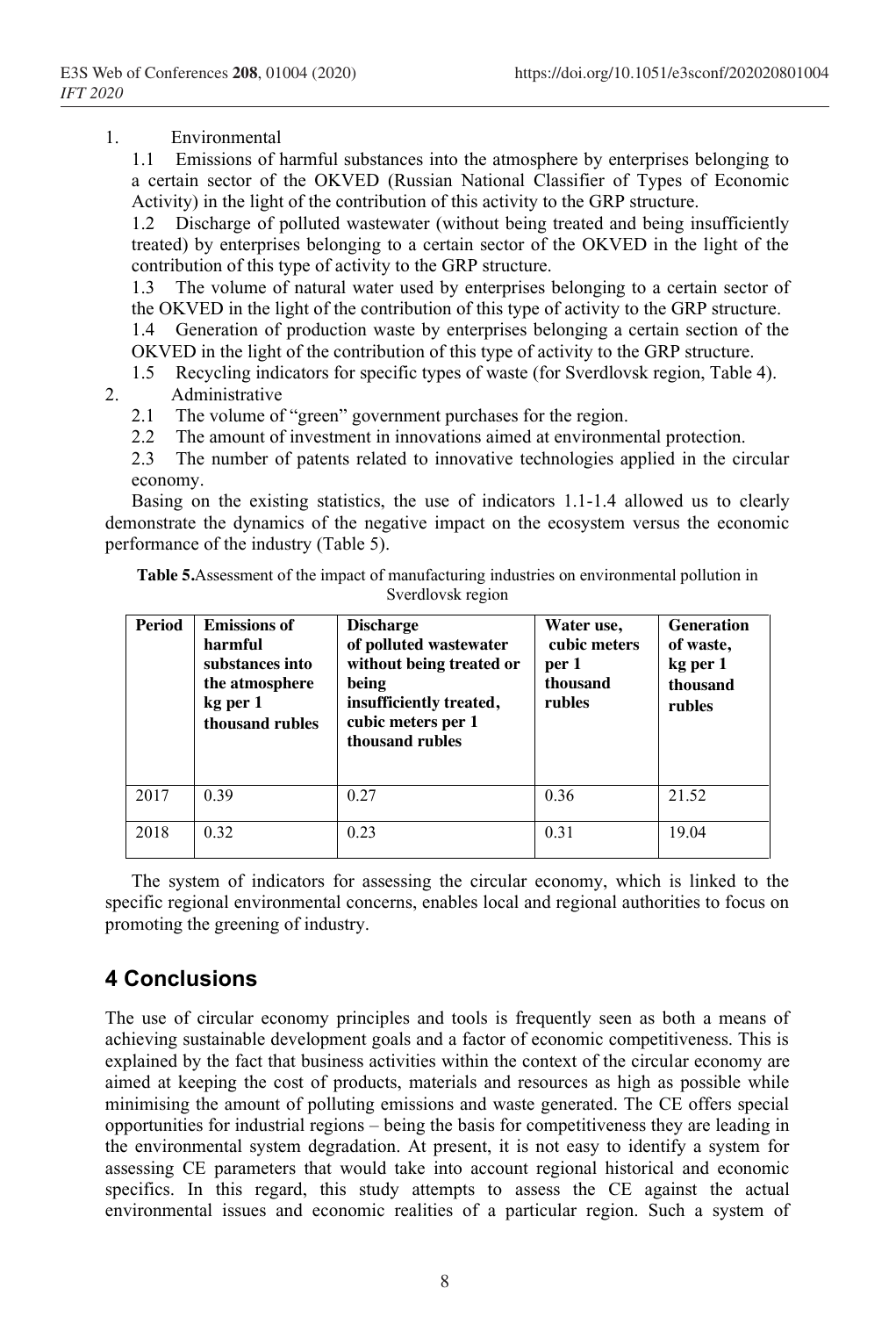1. Environmental

   1.1 Emissions of harmful substances into the atmosphere by enterprises belonging to a certain sector of the OKVED (Russian National Classifier of Types of Economic Activity) in the light of the contribution of this activity to the GRP structure.

   1.2 Discharge of polluted wastewater (without being treated and being insufficiently treated) by enterprises belonging to a certain sector of the OKVED in the light of the contribution of this type of activity to the GRP structure.

   1.3 The volume of natural water used by enterprises belonging to a certain sector of the OKVED in the light of the contribution of this type of activity to the GRP structure.

   1.4 Generation of production waste by enterprises belonging a certain section of the OKVED in the light of the contribution of this type of activity to the GRP structure.

   1.5 Recycling indicators for specific types of waste (for Sverdlovsk region, Table 4).

2. Administrative

   2.1 The volume of "green" government purchases for the region.

   2.2 The amount of investment in innovations aimed at environmental protection.

   2.3 The number of patents related to innovative technologies applied in the circular economy.

Basing on the existing statistics, the use of indicators 1.1-1.4 allowed us to clearly demonstrate the dynamics of the negative impact on the ecosystem versus the economic performance of the industry (Table 5).

**Table 5.** Assessment of the impact of manufacturing industries on environmental pollution in Sverdlovsk region

| Period | Emissions of harmful substances into the atmosphere kg per 1 thousand rubles | Discharge of polluted wastewater without being treated or being insufficiently treated, cubic meters per 1 thousand rubles | Water use, cubic meters per 1 thousand rubles | Generation of waste, kg per 1 thousand rubles |
|---|---|---|---|---|
| 2017 | 0.39 | 0.27 | 0.36 | 21.52 |
| 2018 | 0.32 | 0.23 | 0.31 | 19.04 |

The system of indicators for assessing the circular economy, which is linked to the specific regional environmental concerns, enables local and regional authorities to focus on promoting the greening of industry.

## 4 Conclusions

The use of circular economy principles and tools is frequently seen as both a means of achieving sustainable development goals and a factor of economic competitiveness. This is explained by the fact that business activities within the context of the circular economy are aimed at keeping the cost of products, materials and resources as high as possible while minimising the amount of polluting emissions and waste generated. The CE offers special opportunities for industrial regions – being the basis for competitiveness they are leading in the environmental system degradation. At present, it is not easy to identify a system for assessing CE parameters that would take into account regional historical and economic specifics. In this regard, this study attempts to assess the CE against the actual environmental issues and economic realities of a particular region. Such a system of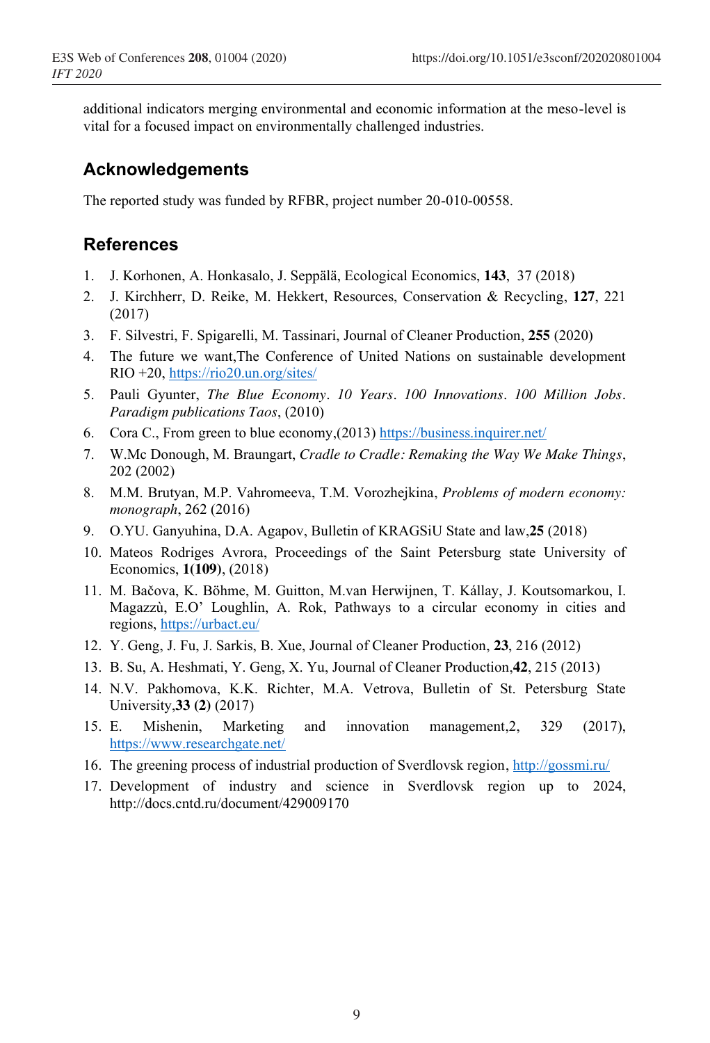additional indicators merging environmental and economic information at the meso-level is vital for a focused impact on environmentally challenged industries.

## Acknowledgements

The reported study was funded by RFBR, project number 20-010-00558.

## References

1. J. Korhonen, A. Honkasalo, J. Seppälä, Ecological Economics, **143**, 37 (2018)
2. J. Kirchherr, D. Reike, M. Hekkert, Resources, Conservation & Recycling, **127**, 221 (2017)
3. F. Silvestri, F. Spigarelli, M. Tassinari, Journal of Cleaner Production, **255** (2020)
4. The future we want,The Conference of United Nations on sustainable development RIO +20, https://rio20.un.org/sites/
5. Pauli Gyunter, *The Blue Economy. 10 Years. 100 Innovations. 100 Million Jobs. Paradigm publications Taos*, (2010)
6. Cora C., From green to blue economy,(2013) https://business.inquirer.net/
7. W.Mc Donough, M. Braungart, *Cradle to Cradle: Remaking the Way We Make Things*, 202 (2002)
8. M.M. Brutyan, M.P. Vahromeeva, T.M. Vorozhejkina, *Problems of modern economy: monograph*, 262 (2016)
9. O.YU. Ganyuhina, D.A. Agapov, Bulletin of KRAGSiU State and law,**25** (2018)
10. Mateos Rodriges Avrora, Proceedings of the Saint Petersburg state University of Economics, **1(109)**, (2018)
11. M. Bačova, K. Böhme, M. Guitton, M.van Herwijnen, T. Kállay, J. Koutsomarkou, I. Magazzù, E.O' Loughlin, A. Rok, Pathways to a circular economy in cities and regions, https://urbact.eu/
12. Y. Geng, J. Fu, J. Sarkis, B. Xue, Journal of Cleaner Production, **23**, 216 (2012)
13. B. Su, A. Heshmati, Y. Geng, X. Yu, Journal of Cleaner Production,**42**, 215 (2013)
14. N.V. Pakhomova, K.K. Richter, M.A. Vetrova, Bulletin of St. Petersburg State University,**33 (2)** (2017)
15. E. Mishenin, Marketing and innovation management,2, 329 (2017), https://www.researchgate.net/
16. The greening process of industrial production of Sverdlovsk region, http://gossmi.ru/
17. Development of industry and science in Sverdlovsk region up to 2024, http://docs.cntd.ru/document/429009170